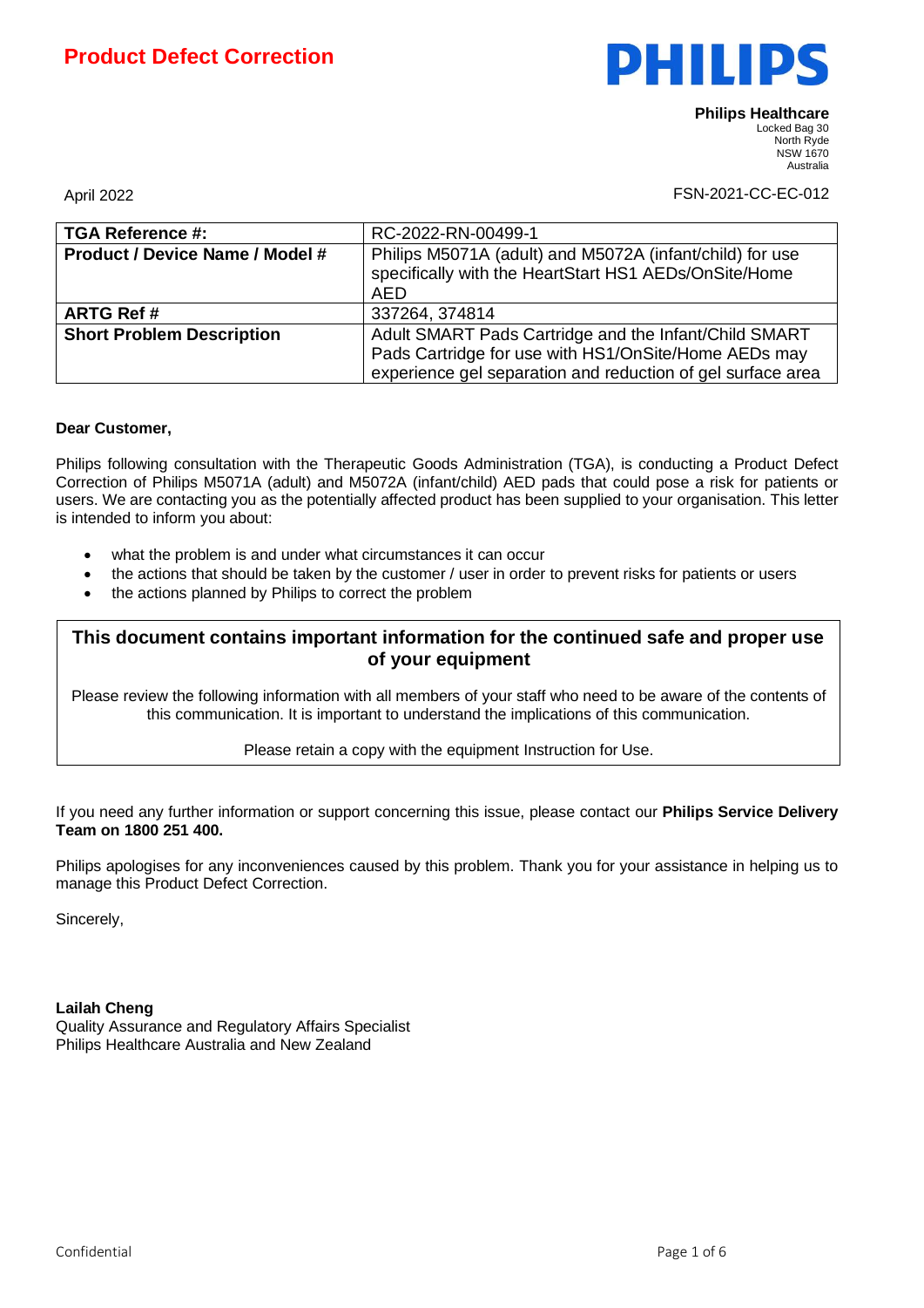# Product Defect Correction

**PHILIPS**

**Philips Healthcare**
Locked Bag 30
North Ryde
NSW 1670
Australia

April 2022

FSN-2021-CC-EC-012

| **TGA Reference #:** | RC-2022-RN-00499-1 |
|---|---|
| **Product / Device Name / Model #** | Philips M5071A (adult) and M5072A (infant/child) for use specifically with the HeartStart HS1 AEDs/OnSite/Home AED |
| **ARTG Ref #** | 337264, 374814 |
| **Short Problem Description** | Adult SMART Pads Cartridge and the Infant/Child SMART Pads Cartridge for use with HS1/OnSite/Home AEDs may experience gel separation and reduction of gel surface area |

**Dear Customer,**

Philips following consultation with the Therapeutic Goods Administration (TGA), is conducting a Product Defect Correction of Philips M5071A (adult) and M5072A (infant/child) AED pads that could pose a risk for patients or users. We are contacting you as the potentially affected product has been supplied to your organisation. This letter is intended to inform you about:

- what the problem is and under what circumstances it can occur
- the actions that should be taken by the customer / user in order to prevent risks for patients or users
- the actions planned by Philips to correct the problem

**This document contains important information for the continued safe and proper use of your equipment**

Please review the following information with all members of your staff who need to be aware of the contents of this communication. It is important to understand the implications of this communication.

Please retain a copy with the equipment Instruction for Use.

If you need any further information or support concerning this issue, please contact our **Philips Service Delivery Team on 1800 251 400.**

Philips apologises for any inconveniences caused by this problem. Thank you for your assistance in helping us to manage this Product Defect Correction.

Sincerely,

**Lailah Cheng**
Quality Assurance and Regulatory Affairs Specialist
Philips Healthcare Australia and New Zealand

Confidential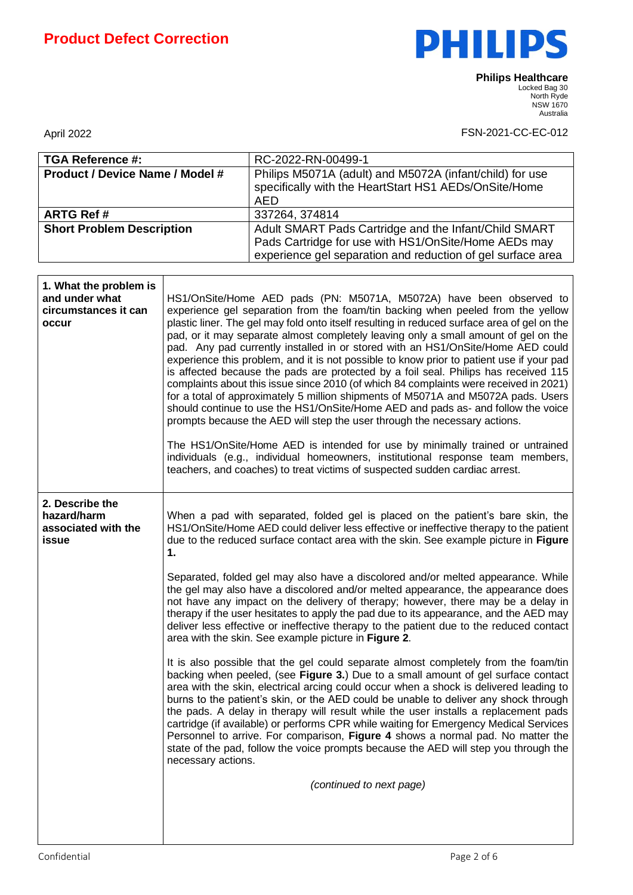# Product Defect Correction

**Philips Healthcare**
Locked Bag 30
North Ryde
NSW 1670
Australia

April 2022

FSN-2021-CC-EC-012

| **TGA Reference #:** | RC-2022-RN-00499-1 |
| --- | --- |
| **Product / Device Name / Model #** | Philips M5071A (adult) and M5072A (infant/child) for use specifically with the HeartStart HS1 AEDs/OnSite/Home AED |
| **ARTG Ref #** | 337264, 374814 |
| **Short Problem Description** | Adult SMART Pads Cartridge and the Infant/Child SMART Pads Cartridge for use with HS1/OnSite/Home AEDs may experience gel separation and reduction of gel surface area |

| | |
| --- | --- |
| **1. What the problem is and under what circumstances it can occur** | HS1/OnSite/Home AED pads (PN: M5071A, M5072A) have been observed to experience gel separation from the foam/tin backing when peeled from the yellow plastic liner. The gel may fold onto itself resulting in reduced surface area of gel on the pad, or it may separate almost completely leaving only a small amount of gel on the pad. Any pad currently installed in or stored with an HS1/OnSite/Home AED could experience this problem, and it is not possible to know prior to patient use if your pad is affected because the pads are protected by a foil seal. Philips has received 115 complaints about this issue since 2010 (of which 84 complaints were received in 2021) for a total of approximately 5 million shipments of M5071A and M5072A pads. Users should continue to use the HS1/OnSite/Home AED and pads as- and follow the voice prompts because the AED will step the user through the necessary actions.<br><br>The HS1/OnSite/Home AED is intended for use by minimally trained or untrained individuals (e.g., individual homeowners, institutional response team members, teachers, and coaches) to treat victims of suspected sudden cardiac arrest. |
| **2. Describe the hazard/harm associated with the issue** | When a pad with separated, folded gel is placed on the patient's bare skin, the HS1/OnSite/Home AED could deliver less effective or ineffective therapy to the patient due to the reduced surface contact area with the skin. See example picture in **Figure 1.**<br><br>Separated, folded gel may also have a discolored and/or melted appearance. While the gel may also have a discolored and/or melted appearance, the appearance does not have any impact on the delivery of therapy; however, there may be a delay in therapy if the user hesitates to apply the pad due to its appearance, and the AED may deliver less effective or ineffective therapy to the patient due to the reduced contact area with the skin. See example picture in **Figure 2**.<br><br>It is also possible that the gel could separate almost completely from the foam/tin backing when peeled, (see **Figure 3.**) Due to a small amount of gel surface contact area with the skin, electrical arcing could occur when a shock is delivered leading to burns to the patient's skin, or the AED could be unable to deliver any shock through the pads. A delay in therapy will result while the user installs a replacement pads cartridge (if available) or performs CPR while waiting for Emergency Medical Services Personnel to arrive. For comparison, **Figure 4** shows a normal pad. No matter the state of the pad, follow the voice prompts because the AED will step you through the necessary actions.<br><br>*(continued to next page)* |

Confidential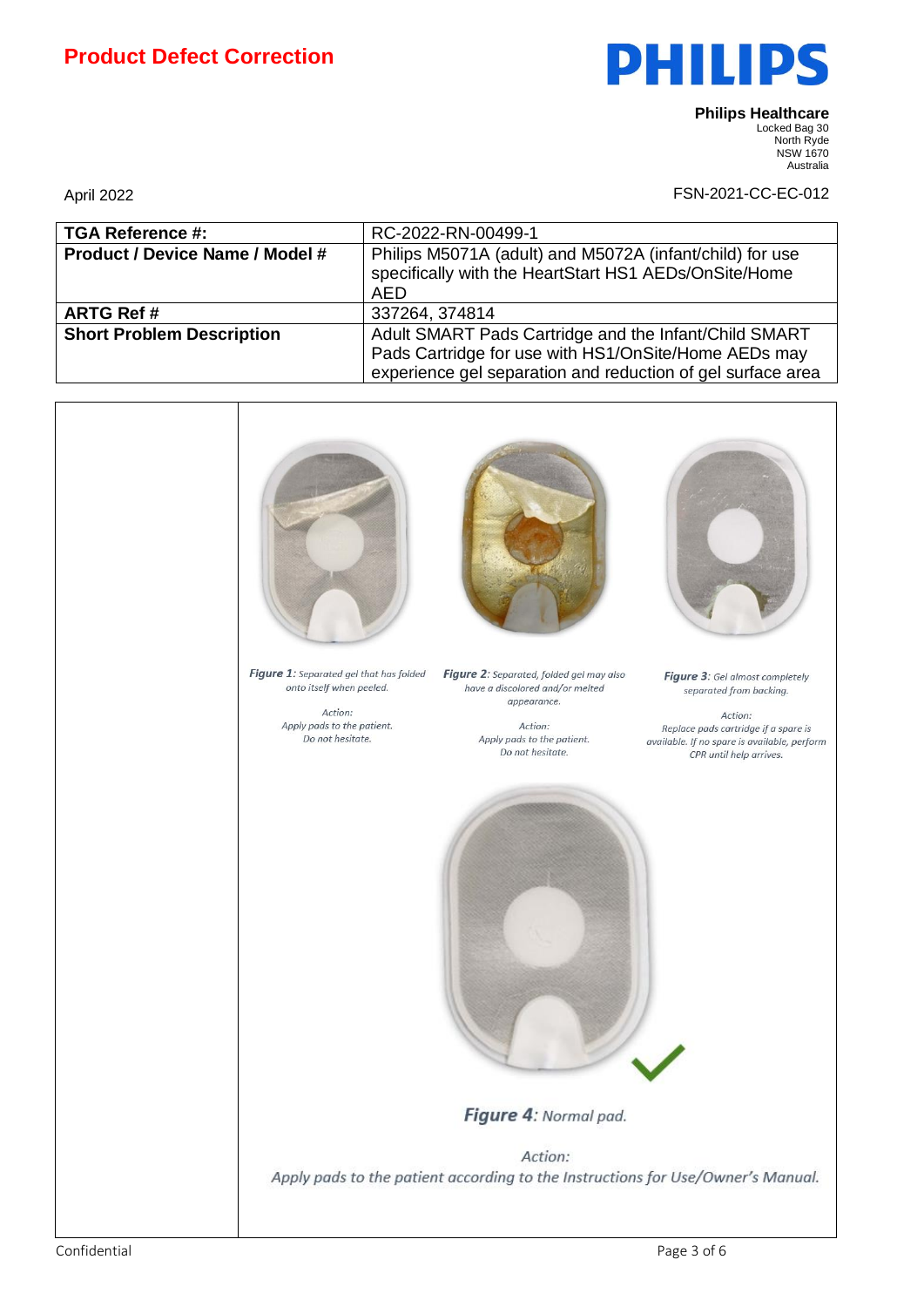# Product Defect Correction

**Philips Healthcare**
Locked Bag 30
North Ryde
NSW 1670
Australia

April 2022

FSN-2021-CC-EC-012

| **TGA Reference #:** | RC-2022-RN-00499-1 |
|---|---|
| **Product / Device Name / Model #** | Philips M5071A (adult) and M5072A (infant/child) for use specifically with the HeartStart HS1 AEDs/OnSite/Home AED |
| **ARTG Ref #** | 337264, 374814 |
| **Short Problem Description** | Adult SMART Pads Cartridge and the Infant/Child SMART Pads Cartridge for use with HS1/OnSite/Home AEDs may experience gel separation and reduction of gel surface area |

***Figure 1**: Separated gel that has folded onto itself when peeled.*

*Action:*
*Apply pads to the patient.*
*Do not hesitate.*

***Figure 2**: Separated, folded gel may also have a discolored and/or melted appearance.*

*Action:*
*Apply pads to the patient.*
*Do not hesitate.*

***Figure 3**: Gel almost completely separated from backing.*

*Action:*
*Replace pads cartridge if a spare is available. If no spare is available, perform CPR until help arrives.*

***Figure 4**: Normal pad.*

*Action:*
*Apply pads to the patient according to the Instructions for Use/Owner's Manual.*

Confidential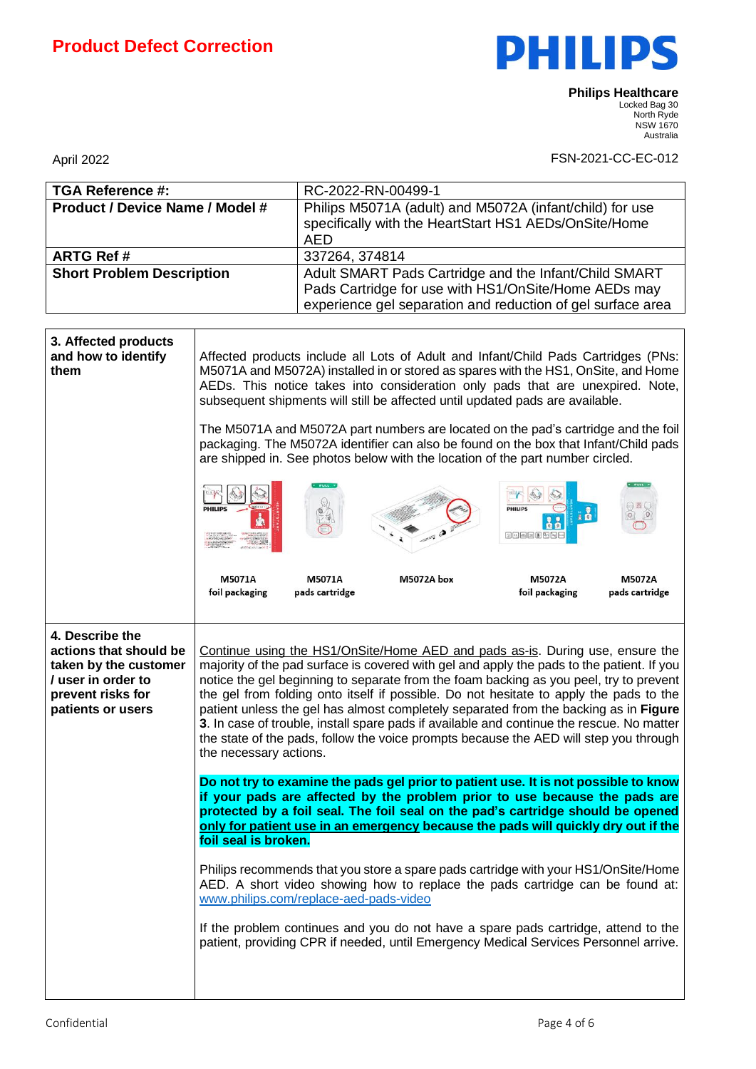**Product Defect Correction**

**Philips Healthcare**
Locked Bag 30
North Ryde
NSW 1670
Australia

April 2022

FSN-2021-CC-EC-012

| **TGA Reference #:** | RC-2022-RN-00499-1 |
|---|---|
| **Product / Device Name / Model #** | Philips M5071A (adult) and M5072A (infant/child) for use specifically with the HeartStart HS1 AEDs/OnSite/Home AED |
| **ARTG Ref #** | 337264, 374814 |
| **Short Problem Description** | Adult SMART Pads Cartridge and the Infant/Child SMART Pads Cartridge for use with HS1/OnSite/Home AEDs may experience gel separation and reduction of gel surface area |

| | |
|---|---|
| **3. Affected products and how to identify them** | Affected products include all Lots of Adult and Infant/Child Pads Cartridges (PNs: M5071A and M5072A) installed in or stored as spares with the HS1, OnSite, and Home AEDs. This notice takes into consideration only pads that are unexpired. Note, subsequent shipments will still be affected until updated pads are available.<br><br>The M5071A and M5072A part numbers are located on the pad's cartridge and the foil packaging. The M5072A identifier can also be found on the box that Infant/Child pads are shipped in. See photos below with the location of the part number circled.<br><br>M5071A foil packaging · M5071A pads cartridge · M5072A box · M5072A foil packaging · M5072A pads cartridge |
| **4. Describe the actions that should be taken by the customer / user in order to prevent risks for patients or users** | Continue using the HS1/OnSite/Home AED and pads as-is. During use, ensure the majority of the pad surface is covered with gel and apply the pads to the patient. If you notice the gel beginning to separate from the foam backing as you peel, try to prevent the gel from folding onto itself if possible. Do not hesitate to apply the pads to the patient unless the gel has almost completely separated from the backing as in **Figure 3**. In case of trouble, install spare pads if available and continue the rescue. No matter the state of the pads, follow the voice prompts because the AED will step you through the necessary actions.<br><br>**Do not try to examine the pads gel prior to patient use. It is not possible to know if your pads are affected by the problem prior to use because the pads are protected by a foil seal. The foil seal on the pad's cartridge should be opened only for patient use in an emergency because the pads will quickly dry out if the foil seal is broken.**<br><br>Philips recommends that you store a spare pads cartridge with your HS1/OnSite/Home AED. A short video showing how to replace the pads cartridge can be found at: www.philips.com/replace-aed-pads-video<br><br>If the problem continues and you do not have a spare pads cartridge, attend to the patient, providing CPR if needed, until Emergency Medical Services Personnel arrive. |

Confidential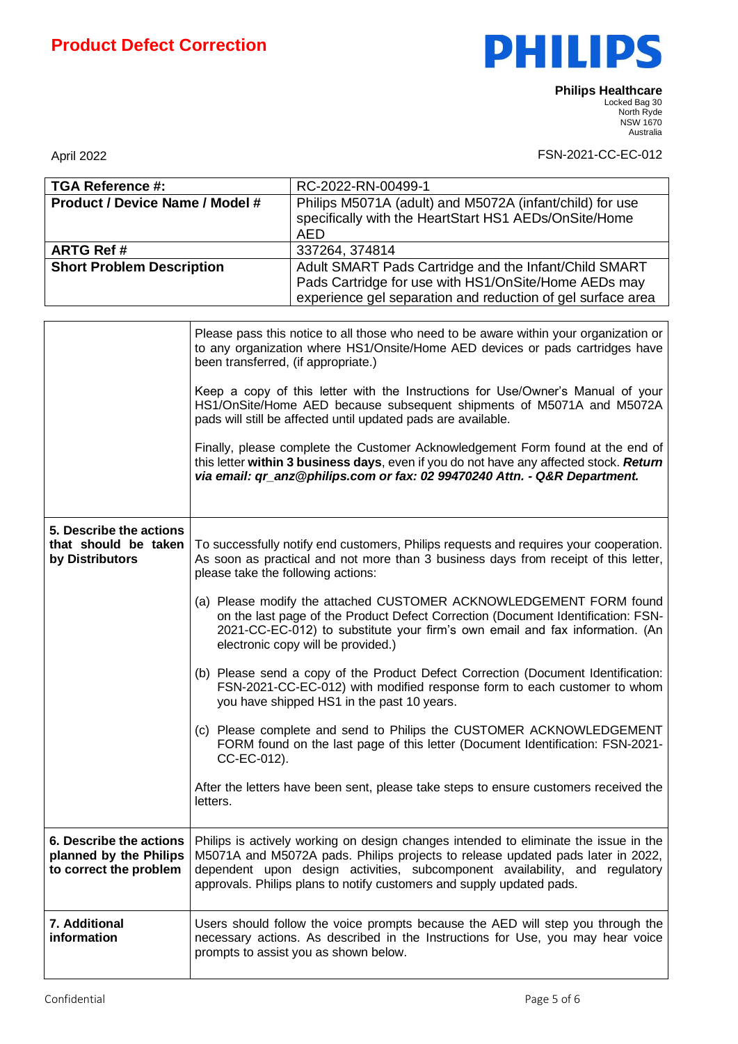# Product Defect Correction

**Philips Healthcare**
Locked Bag 30
North Ryde
NSW 1670
Australia

April 2022

FSN-2021-CC-EC-012

| **TGA Reference #:** | RC-2022-RN-00499-1 |
|---|---|
| **Product / Device Name / Model #** | Philips M5071A (adult) and M5072A (infant/child) for use specifically with the HeartStart HS1 AEDs/OnSite/Home AED |
| **ARTG Ref #** | 337264, 374814 |
| **Short Problem Description** | Adult SMART Pads Cartridge and the Infant/Child SMART Pads Cartridge for use with HS1/OnSite/Home AEDs may experience gel separation and reduction of gel surface area |

| | |
|---|---|
| | Please pass this notice to all those who need to be aware within your organization or to any organization where HS1/Onsite/Home AED devices or pads cartridges have been transferred, (if appropriate.)<br><br>Keep a copy of this letter with the Instructions for Use/Owner's Manual of your HS1/OnSite/Home AED because subsequent shipments of M5071A and M5072A pads will still be affected until updated pads are available.<br><br>Finally, please complete the Customer Acknowledgement Form found at the end of this letter **within 3 business days**, even if you do not have any affected stock. ***Return via email: qr_anz@philips.com or fax: 02 99470240 Attn. - Q&R Department.*** |
| **5. Describe the actions that should be taken by Distributors** | To successfully notify end customers, Philips requests and requires your cooperation. As soon as practical and not more than 3 business days from receipt of this letter, please take the following actions:<br><br>(a) Please modify the attached CUSTOMER ACKNOWLEDGEMENT FORM found on the last page of the Product Defect Correction (Document Identification: FSN-2021-CC-EC-012) to substitute your firm's own email and fax information. (An electronic copy will be provided.)<br><br>(b) Please send a copy of the Product Defect Correction (Document Identification: FSN-2021-CC-EC-012) with modified response form to each customer to whom you have shipped HS1 in the past 10 years.<br><br>(c) Please complete and send to Philips the CUSTOMER ACKNOWLEDGEMENT FORM found on the last page of this letter (Document Identification: FSN-2021-CC-EC-012).<br><br>After the letters have been sent, please take steps to ensure customers received the letters. |
| **6. Describe the actions planned by the Philips to correct the problem** | Philips is actively working on design changes intended to eliminate the issue in the M5071A and M5072A pads. Philips projects to release updated pads later in 2022, dependent upon design activities, subcomponent availability, and regulatory approvals. Philips plans to notify customers and supply updated pads. |
| **7. Additional information** | Users should follow the voice prompts because the AED will step you through the necessary actions. As described in the Instructions for Use, you may hear voice prompts to assist you as shown below. |

Confidential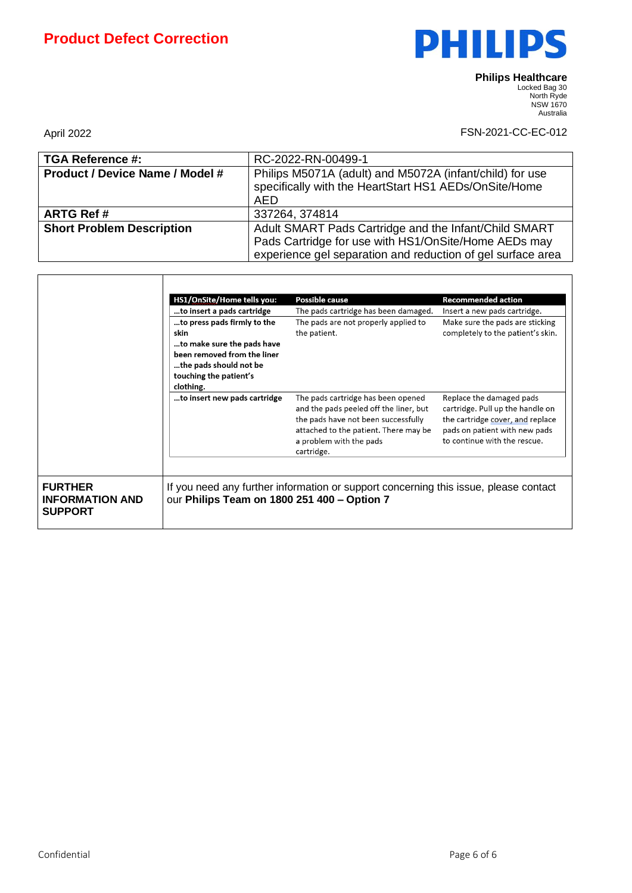## Product Defect Correction

**Philips Healthcare**
Locked Bag 30
North Ryde
NSW 1670
Australia

April 2022

FSN-2021-CC-EC-012

| | |
|---|---|
| **TGA Reference #:** | RC-2022-RN-00499-1 |
| **Product / Device Name / Model #** | Philips M5071A (adult) and M5072A (infant/child) for use specifically with the HeartStart HS1 AEDs/OnSite/Home AED |
| **ARTG Ref #** | 337264, 374814 |
| **Short Problem Description** | Adult SMART Pads Cartridge and the Infant/Child SMART Pads Cartridge for use with HS1/OnSite/Home AEDs may experience gel separation and reduction of gel surface area |

| HS1/OnSite/Home tells you: | Possible cause | Recommended action |
|---|---|---|
| **…to insert a pads cartridge** | The pads cartridge has been damaged. | Insert a new pads cartridge. |
| **…to press pads firmly to the skin**<br>**…to make sure the pads have been removed from the liner**<br>**…the pads should not be touching the patient's clothing.** | The pads are not properly applied to the patient. | Make sure the pads are sticking completely to the patient's skin. |
| **…to insert new pads cartridge** | The pads cartridge has been opened and the pads peeled off the liner, but the pads have not been successfully attached to the patient. There may be a problem with the pads cartridge. | Replace the damaged pads cartridge. Pull up the handle on the cartridge cover, and replace pads on patient with new pads to continue with the rescue. |

| | |
|---|---|
| **FURTHER INFORMATION AND SUPPORT** | If you need any further information or support concerning this issue, please contact our **Philips Team on 1800 251 400 – Option 7** |

Confidential